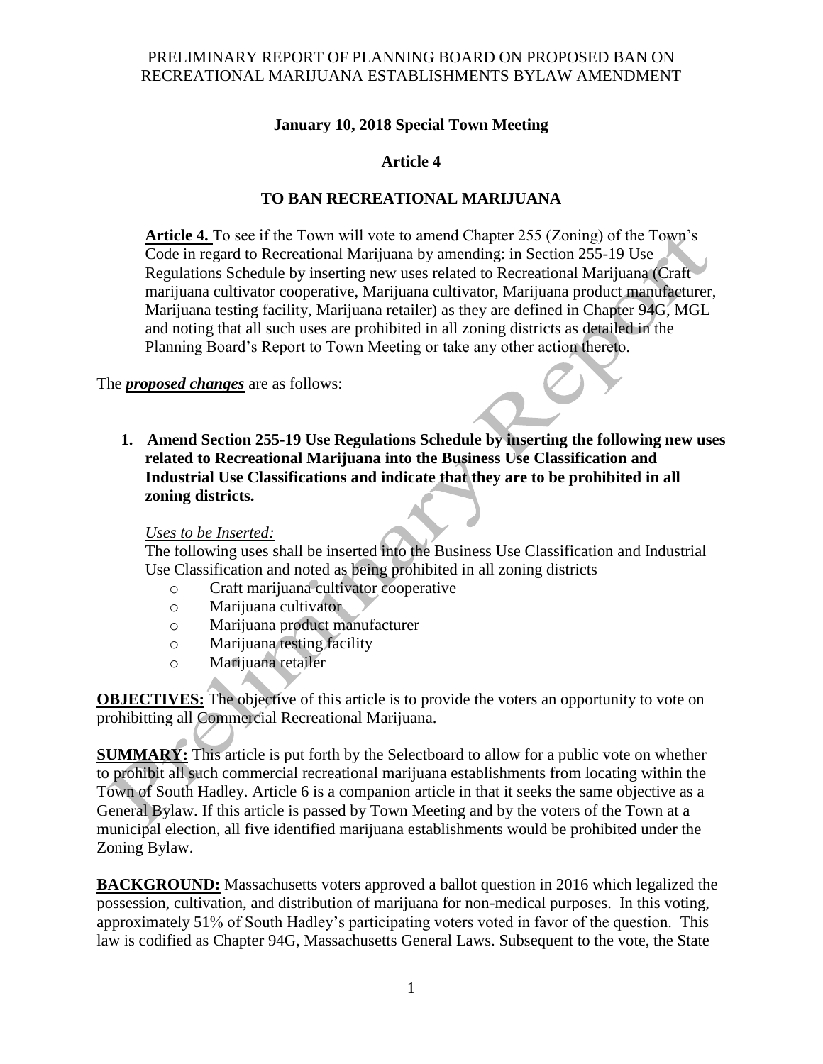PRELIMINARY REPORT OF PLANNING BOARD ON PROPOSED BAN ON RECREATIONAL MARIJUANA ESTABLISHMENTS BYLAW AMENDMENT

**January 10, 2018 Special Town Meeting**

**Article 4**

**TO BAN RECREATIONAL MARIJUANA**

> **Article 4.** To see if the Town will vote to amend Chapter 255 (Zoning) of the Town's Code in regard to Recreational Marijuana by amending: in Section 255-19 Use Regulations Schedule by inserting new uses related to Recreational Marijuana (Craft marijuana cultivator cooperative, Marijuana cultivator, Marijuana product manufacturer, Marijuana testing facility, Marijuana retailer) as they are defined in Chapter 94G, MGL and noting that all such uses are prohibited in all zoning districts as detailed in the Planning Board's Report to Town Meeting or take any other action thereto.

The ***proposed changes*** are as follows:

1. **Amend Section 255-19 Use Regulations Schedule by inserting the following new uses related to Recreational Marijuana into the Business Use Classification and Industrial Use Classifications and indicate that they are to be prohibited in all zoning districts.**

   *Uses to be Inserted:*
   The following uses shall be inserted into the Business Use Classification and Industrial Use Classification and noted as being prohibited in all zoning districts
   - Craft marijuana cultivator cooperative
   - Marijuana cultivator
   - Marijuana product manufacturer
   - Marijuana testing facility
   - Marijuana retailer

**OBJECTIVES:** The objective of this article is to provide the voters an opportunity to vote on prohibitting all Commercial Recreational Marijuana.

**SUMMARY:** This article is put forth by the Selectboard to allow for a public vote on whether to prohibit all such commercial recreational marijuana establishments from locating within the Town of South Hadley. Article 6 is a companion article in that it seeks the same objective as a General Bylaw. If this article is passed by Town Meeting and by the voters of the Town at a municipal election, all five identified marijuana establishments would be prohibited under the Zoning Bylaw.

**BACKGROUND:** Massachusetts voters approved a ballot question in 2016 which legalized the possession, cultivation, and distribution of marijuana for non-medical purposes. In this voting, approximately 51% of South Hadley's participating voters voted in favor of the question. This law is codified as Chapter 94G, Massachusetts General Laws. Subsequent to the vote, the State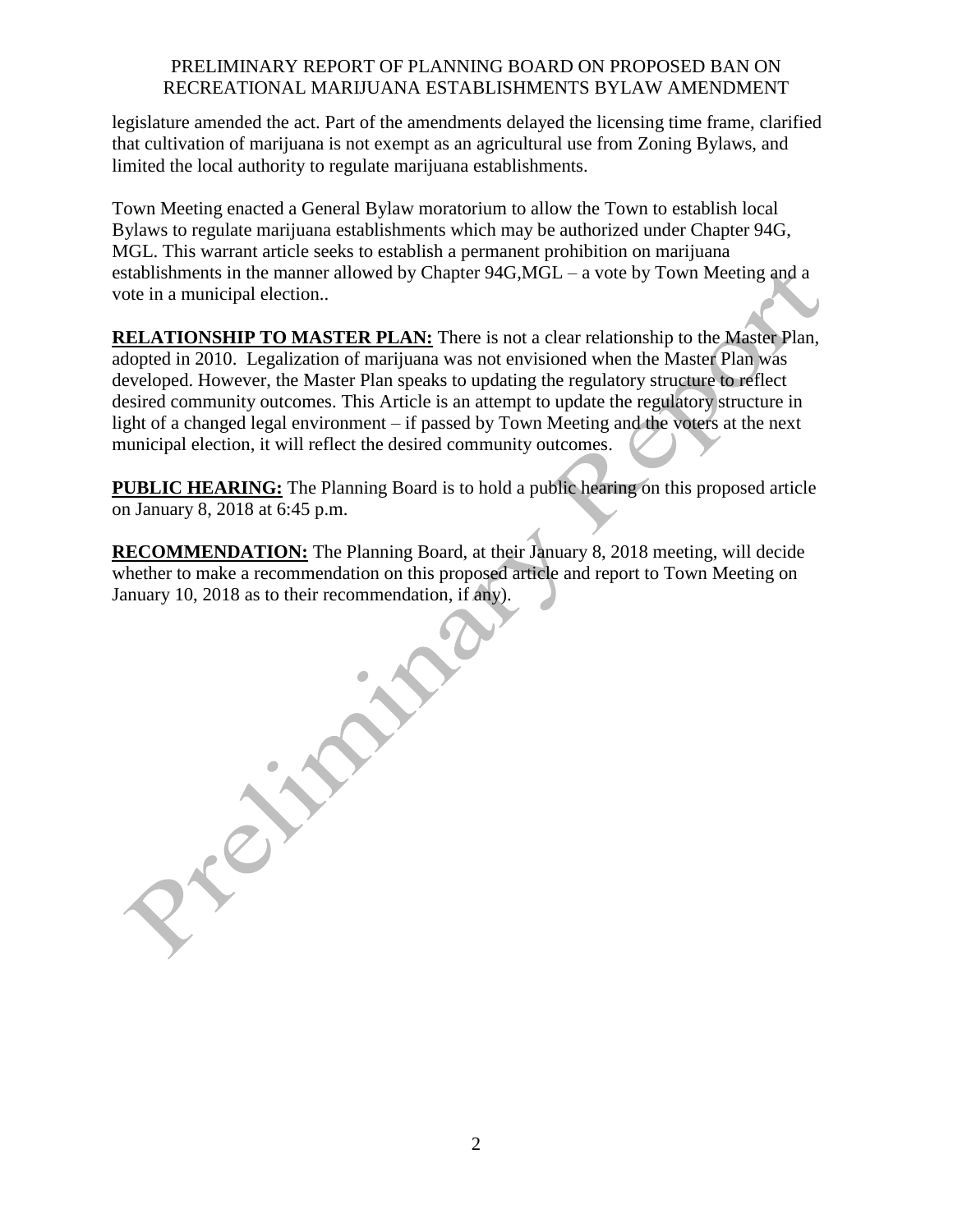legislature amended the act. Part of the amendments delayed the licensing time frame, clarified that cultivation of marijuana is not exempt as an agricultural use from Zoning Bylaws, and limited the local authority to regulate marijuana establishments.

Town Meeting enacted a General Bylaw moratorium to allow the Town to establish local Bylaws to regulate marijuana establishments which may be authorized under Chapter 94G, MGL. This warrant article seeks to establish a permanent prohibition on marijuana establishments in the manner allowed by Chapter 94G,MGL – a vote by Town Meeting and a vote in a municipal election..

**RELATIONSHIP TO MASTER PLAN:** There is not a clear relationship to the Master Plan, adopted in 2010. Legalization of marijuana was not envisioned when the Master Plan was developed. However, the Master Plan speaks to updating the regulatory structure to reflect desired community outcomes. This Article is an attempt to update the regulatory structure in light of a changed legal environment – if passed by Town Meeting and the voters at the next municipal election, it will reflect the desired community outcomes.

**PUBLIC HEARING:** The Planning Board is to hold a public hearing on this proposed article on January 8, 2018 at 6:45 p.m.

**RECOMMENDATION:** The Planning Board, at their January 8, 2018 meeting, will decide whether to make a recommendation on this proposed article and report to Town Meeting on January 10, 2018 as to their recommendation, if any).